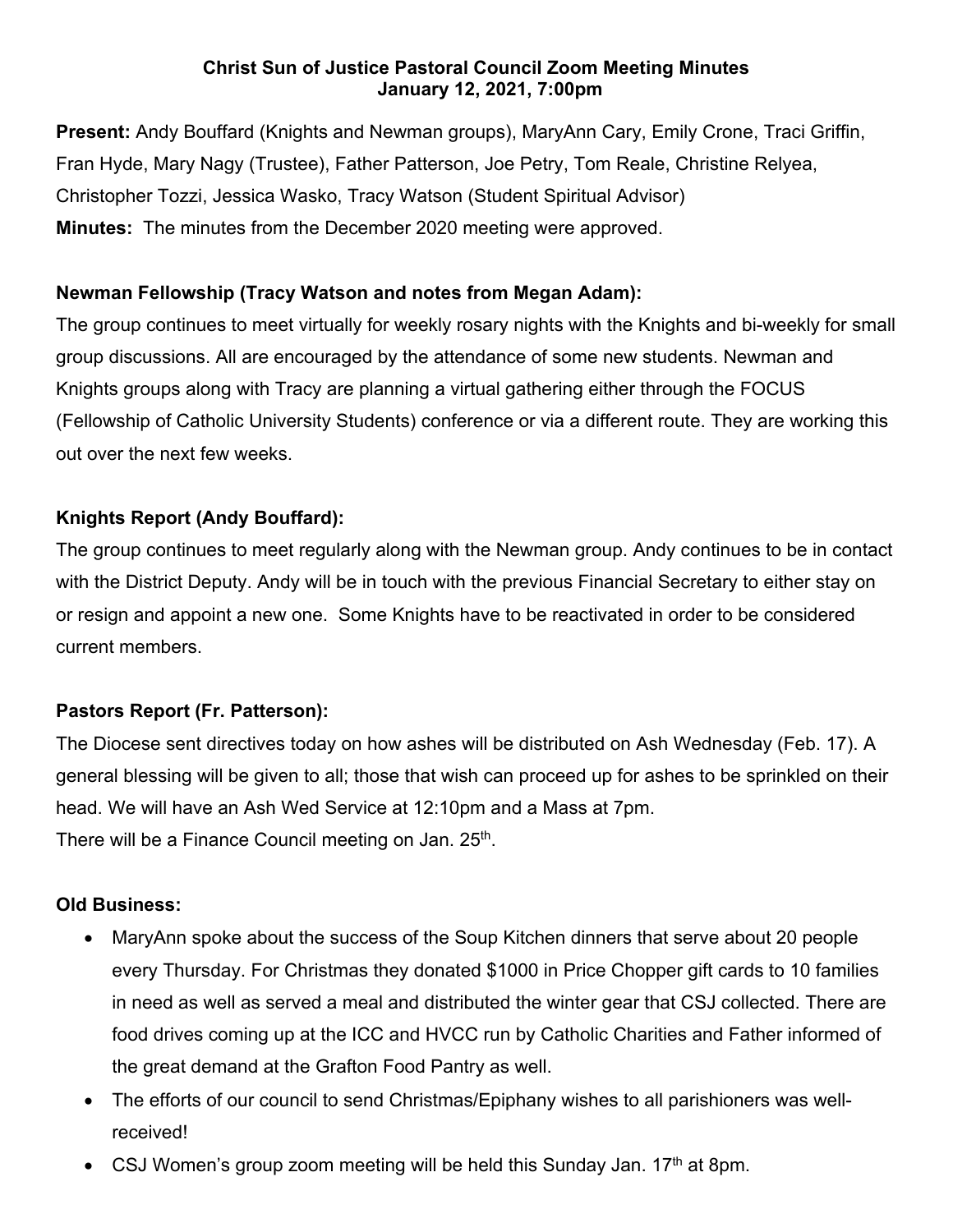**Christ Sun of Justice Pastoral Council Zoom Meeting Minutes**
**January 12, 2021, 7:00pm**

**Present:** Andy Bouffard (Knights and Newman groups), MaryAnn Cary, Emily Crone, Traci Griffin, Fran Hyde, Mary Nagy (Trustee), Father Patterson, Joe Petry, Tom Reale, Christine Relyea, Christopher Tozzi, Jessica Wasko, Tracy Watson (Student Spiritual Advisor)
**Minutes:** The minutes from the December 2020 meeting were approved.

**Newman Fellowship (Tracy Watson and notes from Megan Adam):**
The group continues to meet virtually for weekly rosary nights with the Knights and bi-weekly for small group discussions. All are encouraged by the attendance of some new students. Newman and Knights groups along with Tracy are planning a virtual gathering either through the FOCUS (Fellowship of Catholic University Students) conference or via a different route. They are working this out over the next few weeks.

**Knights Report (Andy Bouffard):**
The group continues to meet regularly along with the Newman group. Andy continues to be in contact with the District Deputy. Andy will be in touch with the previous Financial Secretary to either stay on or resign and appoint a new one. Some Knights have to be reactivated in order to be considered current members.

**Pastors Report (Fr. Patterson):**
The Diocese sent directives today on how ashes will be distributed on Ash Wednesday (Feb. 17). A general blessing will be given to all; those that wish can proceed up for ashes to be sprinkled on their head. We will have an Ash Wed Service at 12:10pm and a Mass at 7pm.
There will be a Finance Council meeting on Jan. 25th.

**Old Business:**

- MaryAnn spoke about the success of the Soup Kitchen dinners that serve about 20 people every Thursday. For Christmas they donated $1000 in Price Chopper gift cards to 10 families in need as well as served a meal and distributed the winter gear that CSJ collected. There are food drives coming up at the ICC and HVCC run by Catholic Charities and Father informed of the great demand at the Grafton Food Pantry as well.
- The efforts of our council to send Christmas/Epiphany wishes to all parishioners was well-received!
- CSJ Women's group zoom meeting will be held this Sunday Jan. 17th at 8pm.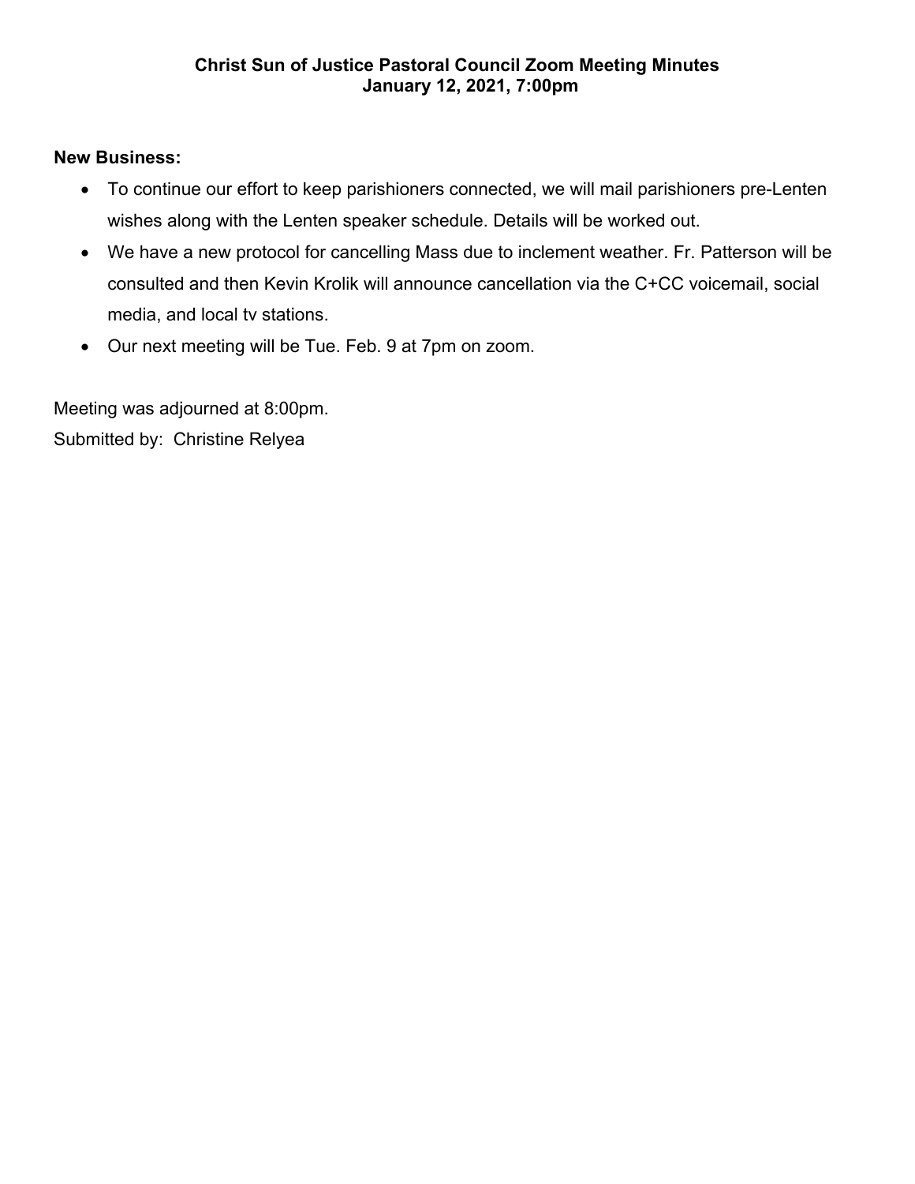**Christ Sun of Justice Pastoral Council Zoom Meeting Minutes**
**January 12, 2021, 7:00pm**

**New Business:**

- To continue our effort to keep parishioners connected, we will mail parishioners pre-Lenten wishes along with the Lenten speaker schedule. Details will be worked out.
- We have a new protocol for cancelling Mass due to inclement weather. Fr. Patterson will be consulted and then Kevin Krolik will announce cancellation via the C+CC voicemail, social media, and local tv stations.
- Our next meeting will be Tue. Feb. 9 at 7pm on zoom.

Meeting was adjourned at 8:00pm.

Submitted by: Christine Relyea